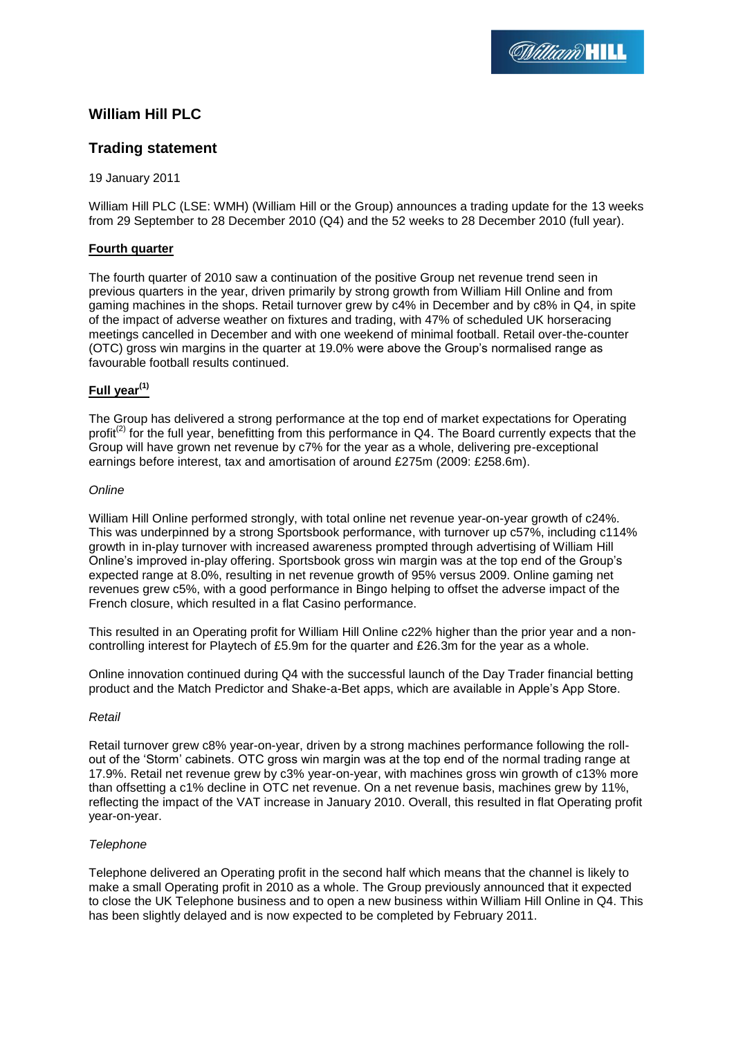# William Hill PLC

## Trading statement

19 January 2011

William Hill PLC (LSE: WMH) (William Hill or the Group) announces a trading update for the 13 weeks from 29 September to 28 December 2010 (Q4) and the 52 weeks to 28 December 2010 (full year).

**Fourth quarter**

The fourth quarter of 2010 saw a continuation of the positive Group net revenue trend seen in previous quarters in the year, driven primarily by strong growth from William Hill Online and from gaming machines in the shops. Retail turnover grew by c4% in December and by c8% in Q4, in spite of the impact of adverse weather on fixtures and trading, with 47% of scheduled UK horseracing meetings cancelled in December and with one weekend of minimal football. Retail over-the-counter (OTC) gross win margins in the quarter at 19.0% were above the Group's normalised range as favourable football results continued.

**Full year[(1)]**

The Group has delivered a strong performance at the top end of market expectations for Operating profit[(2)] for the full year, benefitting from this performance in Q4. The Board currently expects that the Group will have grown net revenue by c7% for the year as a whole, delivering pre-exceptional earnings before interest, tax and amortisation of around £275m (2009: £258.6m).

*Online*

William Hill Online performed strongly, with total online net revenue year-on-year growth of c24%. This was underpinned by a strong Sportsbook performance, with turnover up c57%, including c114% growth in in-play turnover with increased awareness prompted through advertising of William Hill Online's improved in-play offering. Sportsbook gross win margin was at the top end of the Group's expected range at 8.0%, resulting in net revenue growth of 95% versus 2009. Online gaming net revenues grew c5%, with a good performance in Bingo helping to offset the adverse impact of the French closure, which resulted in a flat Casino performance.

This resulted in an Operating profit for William Hill Online c22% higher than the prior year and a non-controlling interest for Playtech of £5.9m for the quarter and £26.3m for the year as a whole.

Online innovation continued during Q4 with the successful launch of the Day Trader financial betting product and the Match Predictor and Shake-a-Bet apps, which are available in Apple's App Store.

*Retail*

Retail turnover grew c8% year-on-year, driven by a strong machines performance following the roll-out of the 'Storm' cabinets. OTC gross win margin was at the top end of the normal trading range at 17.9%. Retail net revenue grew by c3% year-on-year, with machines gross win growth of c13% more than offsetting a c1% decline in OTC net revenue. On a net revenue basis, machines grew by 11%, reflecting the impact of the VAT increase in January 2010. Overall, this resulted in flat Operating profit year-on-year.

*Telephone*

Telephone delivered an Operating profit in the second half which means that the channel is likely to make a small Operating profit in 2010 as a whole. The Group previously announced that it expected to close the UK Telephone business and to open a new business within William Hill Online in Q4. This has been slightly delayed and is now expected to be completed by February 2011.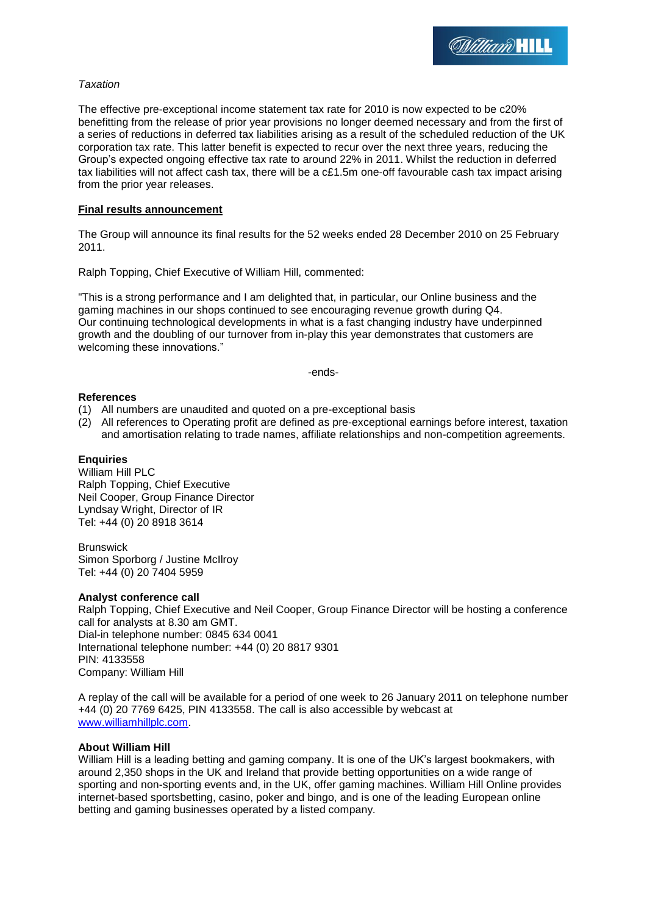*Taxation*

The effective pre-exceptional income statement tax rate for 2010 is now expected to be c20% benefitting from the release of prior year provisions no longer deemed necessary and from the first of a series of reductions in deferred tax liabilities arising as a result of the scheduled reduction of the UK corporation tax rate. This latter benefit is expected to recur over the next three years, reducing the Group's expected ongoing effective tax rate to around 22% in 2011. Whilst the reduction in deferred tax liabilities will not affect cash tax, there will be a c£1.5m one-off favourable cash tax impact arising from the prior year releases.

**Final results announcement**

The Group will announce its final results for the 52 weeks ended 28 December 2010 on 25 February 2011.

Ralph Topping, Chief Executive of William Hill, commented:

"This is a strong performance and I am delighted that, in particular, our Online business and the gaming machines in our shops continued to see encouraging revenue growth during Q4. Our continuing technological developments in what is a fast changing industry have underpinned growth and the doubling of our turnover from in-play this year demonstrates that customers are welcoming these innovations."

-ends-

**References**

(1) All numbers are unaudited and quoted on a pre-exceptional basis
(2) All references to Operating profit are defined as pre-exceptional earnings before interest, taxation and amortisation relating to trade names, affiliate relationships and non-competition agreements.

**Enquiries**

William Hill PLC
Ralph Topping, Chief Executive
Neil Cooper, Group Finance Director
Lyndsay Wright, Director of IR
Tel: +44 (0) 20 8918 3614

Brunswick
Simon Sporborg / Justine McIlroy
Tel: +44 (0) 20 7404 5959

**Analyst conference call**

Ralph Topping, Chief Executive and Neil Cooper, Group Finance Director will be hosting a conference call for analysts at 8.30 am GMT.
Dial-in telephone number: 0845 634 0041
International telephone number: +44 (0) 20 8817 9301
PIN: 4133558
Company: William Hill

A replay of the call will be available for a period of one week to 26 January 2011 on telephone number +44 (0) 20 7769 6425, PIN 4133558. The call is also accessible by webcast at www.williamhillplc.com.

**About William Hill**

William Hill is a leading betting and gaming company. It is one of the UK's largest bookmakers, with around 2,350 shops in the UK and Ireland that provide betting opportunities on a wide range of sporting and non-sporting events and, in the UK, offer gaming machines. William Hill Online provides internet-based sportsbetting, casino, poker and bingo, and is one of the leading European online betting and gaming businesses operated by a listed company.